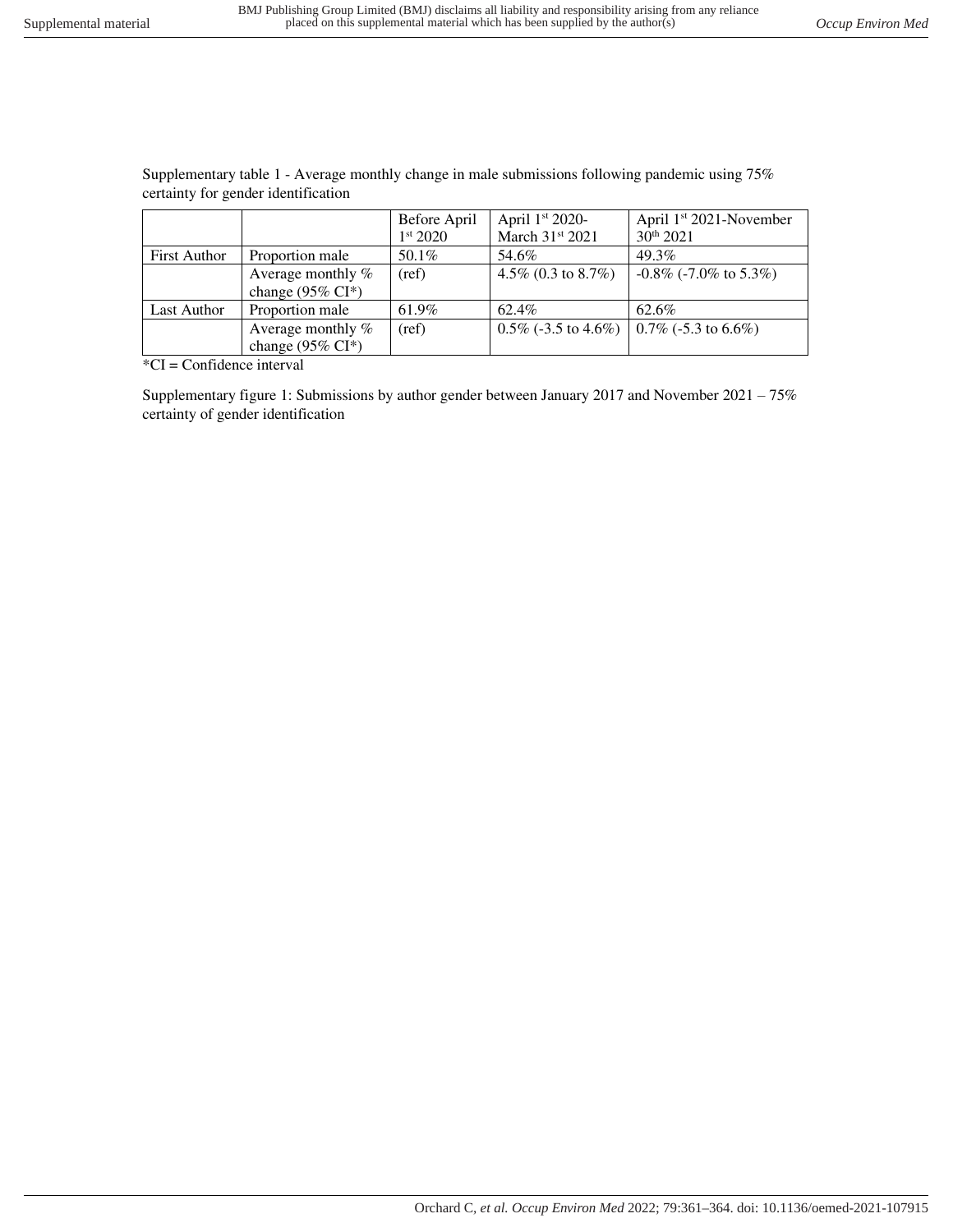Supplementary table 1 - Average monthly change in male submissions following pandemic using 75% certainty for gender identification

| | | Before April 1st 2020 | April 1st 2020-March 31st 2021 | April 1st 2021-November 30th 2021 |
|---|---|---|---|---|
| First Author | Proportion male | 50.1% | 54.6% | 49.3% |
| | Average monthly % change (95% CI*) | (ref) | 4.5% (0.3 to 8.7%) | -0.8% (-7.0% to 5.3%) |
| Last Author | Proportion male | 61.9% | 62.4% | 62.6% |
| | Average monthly % change (95% CI*) | (ref) | 0.5% (-3.5 to 4.6%) | 0.7% (-5.3 to 6.6%) |

*CI = Confidence interval

Supplementary figure 1: Submissions by author gender between January 2017 and November 2021 – 75% certainty of gender identification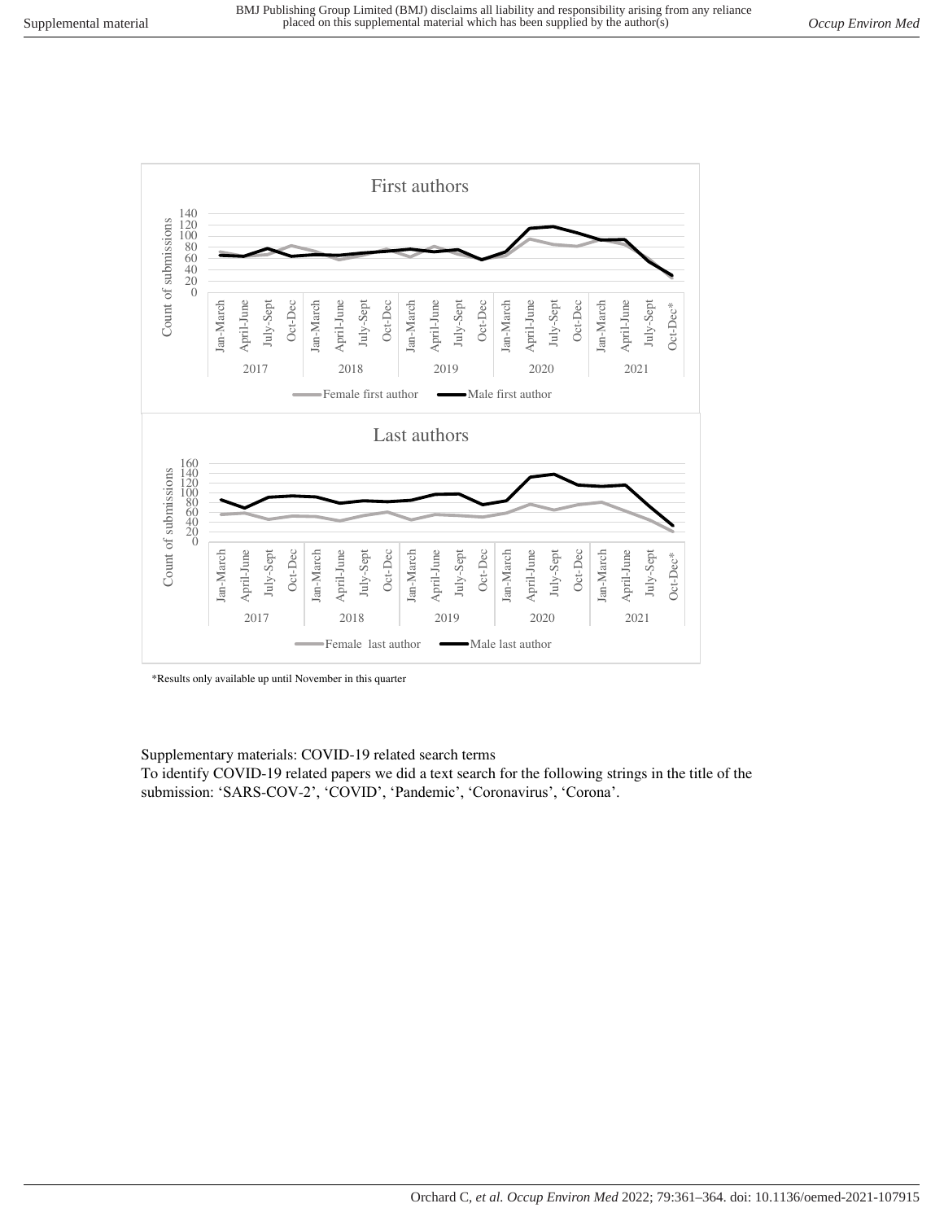First authors

Count of submissions

140
120
100
80
60
40
20
0

Jan-March
April-June
July-Sept
Oct-Dec
Jan-March
April-June
July-Sept
Oct-Dec
Jan-March
April-June
July-Sept
Oct-Dec
Jan-March
April-June
July-Sept
Oct-Dec
Jan-March
April-June
July-Sept
Oct-Dec*

2017
2018
2019
2020
2021

Female first author
Male first author

Last authors

Count of submissions

160
140
120
100
80
60
40
20
0

Jan-March
April-June
July-Sept
Oct-Dec
Jan-March
April-June
July-Sept
Oct-Dec
Jan-March
April-June
July-Sept
Oct-Dec
Jan-March
April-June
July-Sept
Oct-Dec
Jan-March
April-June
July-Sept
Oct-Dec*

2017
2018
2019
2020
2021

Female last author
Male last author

*Results only available up until November in this quarter

Supplementary materials: COVID-19 related search terms

To identify COVID-19 related papers we did a text search for the following strings in the title of the submission: 'SARS-COV-2', 'COVID', 'Pandemic', 'Coronavirus', 'Corona'.